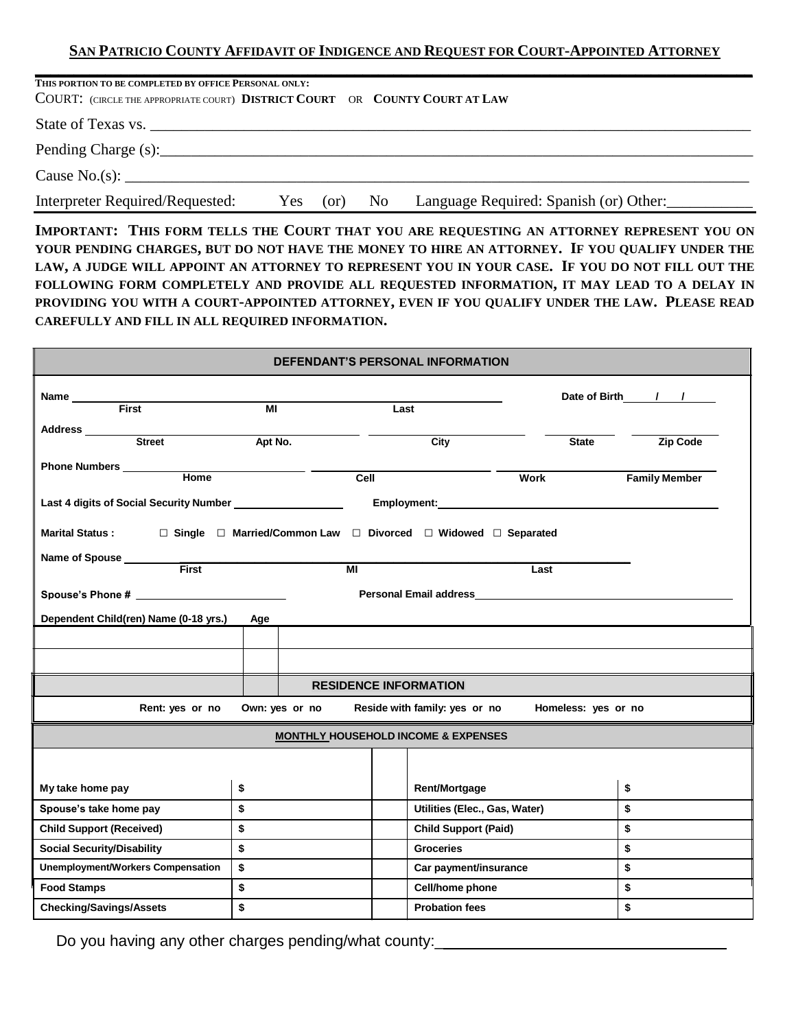# SAN PATRICIO COUNTY AFFIDAVIT OF INDIGENCE AND REQUEST FOR COURT-APPOINTED ATTORNEY

**THIS PORTION TO BE COMPLETED BY OFFICE PERSONAL ONLY:**

COURT: (CIRCLE THE APPROPRIATE COURT) **DISTRICT COURT** OR **COUNTY COURT AT LAW**

State of Texas vs. ______________________________________________

Pending Charge (s):______________________________________________

Cause No.(s): ______________________________________________

Interpreter Required/Requested: Yes (or) No Language Required: Spanish (or) Other:___________

**IMPORTANT: THIS FORM TELLS THE COURT THAT YOU ARE REQUESTING AN ATTORNEY REPRESENT YOU ON YOUR PENDING CHARGES, BUT DO NOT HAVE THE MONEY TO HIRE AN ATTORNEY. IF YOU QUALIFY UNDER THE LAW, A JUDGE WILL APPOINT AN ATTORNEY TO REPRESENT YOU IN YOUR CASE. IF YOU DO NOT FILL OUT THE FOLLOWING FORM COMPLETELY AND PROVIDE ALL REQUESTED INFORMATION, IT MAY LEAD TO A DELAY IN PROVIDING YOU WITH A COURT-APPOINTED ATTORNEY, EVEN IF YOU QUALIFY UNDER THE LAW. PLEASE READ CAREFULLY AND FILL IN ALL REQUIRED INFORMATION.**

## DEFENDANT'S PERSONAL INFORMATION

**Name** ________ First ________ MI ________ Last ________ **Date of Birth** ___/___/___

**Address** ________ Street ________ Apt No. ________ City ________ State ________ Zip Code

**Phone Numbers** ________ Home ________ Cell ________ Work ________ Family Member

**Last 4 digits of Social Security Number** ________ **Employment:** ________

**Marital Status :** ☐ Single ☐ Married/Common Law ☐ Divorced ☐ Widowed ☐ Separated

**Name of Spouse** ________ First ________ MI ________ Last

**Spouse's Phone #** ________ **Personal Email address** ________

| Dependent Child(ren) Name (0-18 yrs.) | Age |
|---|---|
| | |
| | |
| | |

## RESIDENCE INFORMATION

**Rent: yes or no** **Own: yes or no** **Reside with family: yes or no** **Homeless: yes or no**

## MONTHLY HOUSEHOLD INCOME & EXPENSES

| | | | |
|---|---|---|---|
| **My take home pay** | **$** | **Rent/Mortgage** | **$** |
| **Spouse's take home pay** | **$** | **Utilities (Elec., Gas, Water)** | **$** |
| **Child Support (Received)** | **$** | **Child Support (Paid)** | **$** |
| **Social Security/Disability** | **$** | **Groceries** | **$** |
| **Unemployment/Workers Compensation** | **$** | **Car payment/insurance** | **$** |
| **Food Stamps** | **$** | **Cell/home phone** | **$** |
| **Checking/Savings/Assets** | **$** | **Probation fees** | **$** |

Do you having any other charges pending/what county:________________________________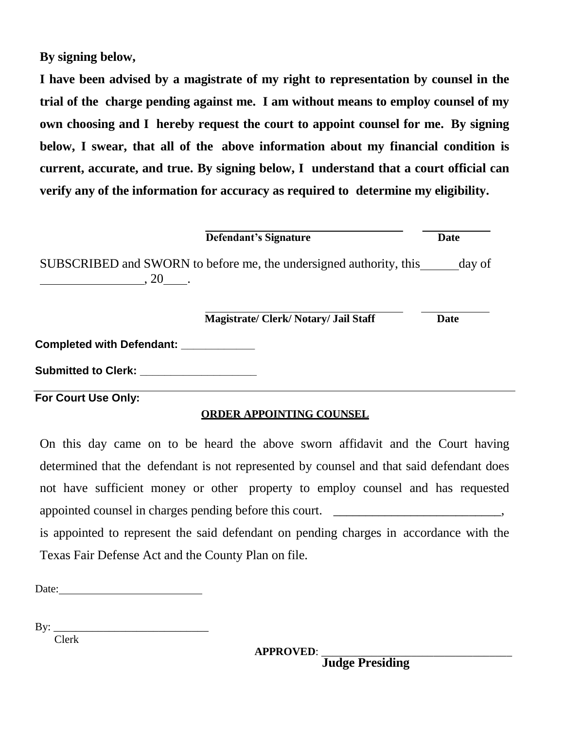**By signing below,**

**I have been advised by a magistrate of my right to representation by counsel in the trial of the charge pending against me. I am without means to employ counsel of my own choosing and I hereby request the court to appoint counsel for me. By signing below, I swear, that all of the above information about my financial condition is current, accurate, and true. By signing below, I understand that a court official can verify any of the information for accuracy as required to determine my eligibility.**

\_\_\_\_\_\_\_\_\_\_\_\_\_\_\_\_\_\_\_\_\_\_\_\_\_\_\_\_\_\_ \_\_\_\_\_\_\_\_\_\_
**Defendant's Signature** **Date**

SUBSCRIBED and SWORN to before me, the undersigned authority, this\_\_\_\_\_\_day of \_\_\_\_\_\_\_\_\_\_\_\_\_\_\_\_\_, 20\_\_\_\_.

\_\_\_\_\_\_\_\_\_\_\_\_\_\_\_\_\_\_\_\_\_\_\_\_\_\_\_\_\_\_ \_\_\_\_\_\_\_\_\_\_
**Magistrate/ Clerk/ Notary/ Jail Staff** **Date**

**Completed with Defendant:** \_\_\_\_\_\_\_\_\_\_\_\_\_

**Submitted to Clerk:** \_\_\_\_\_\_\_\_\_\_\_\_\_\_\_\_\_\_\_\_

---

**For Court Use Only:**

**ORDER APPOINTING COUNSEL**

On this day came on to be heard the above sworn affidavit and the Court having determined that the defendant is not represented by counsel and that said defendant does not have sufficient money or other property to employ counsel and has requested appointed counsel in charges pending before this court. \_\_\_\_\_\_\_\_\_\_\_\_\_\_\_\_\_\_\_\_\_\_\_\_\_\_\_\_, is appointed to represent the said defendant on pending charges in accordance with the Texas Fair Defense Act and the County Plan on file.

Date:\_\_\_\_\_\_\_\_\_\_\_\_\_\_\_\_\_\_\_\_\_\_\_\_\_\_

By: \_\_\_\_\_\_\_\_\_\_\_\_\_\_\_\_\_\_\_\_\_\_\_\_\_\_\_\_
Clerk

**APPROVED**: \_\_\_\_\_\_\_\_\_\_\_\_\_\_\_\_\_\_\_\_\_\_\_\_\_\_\_\_\_\_\_\_\_\_\_
**Judge Presiding**